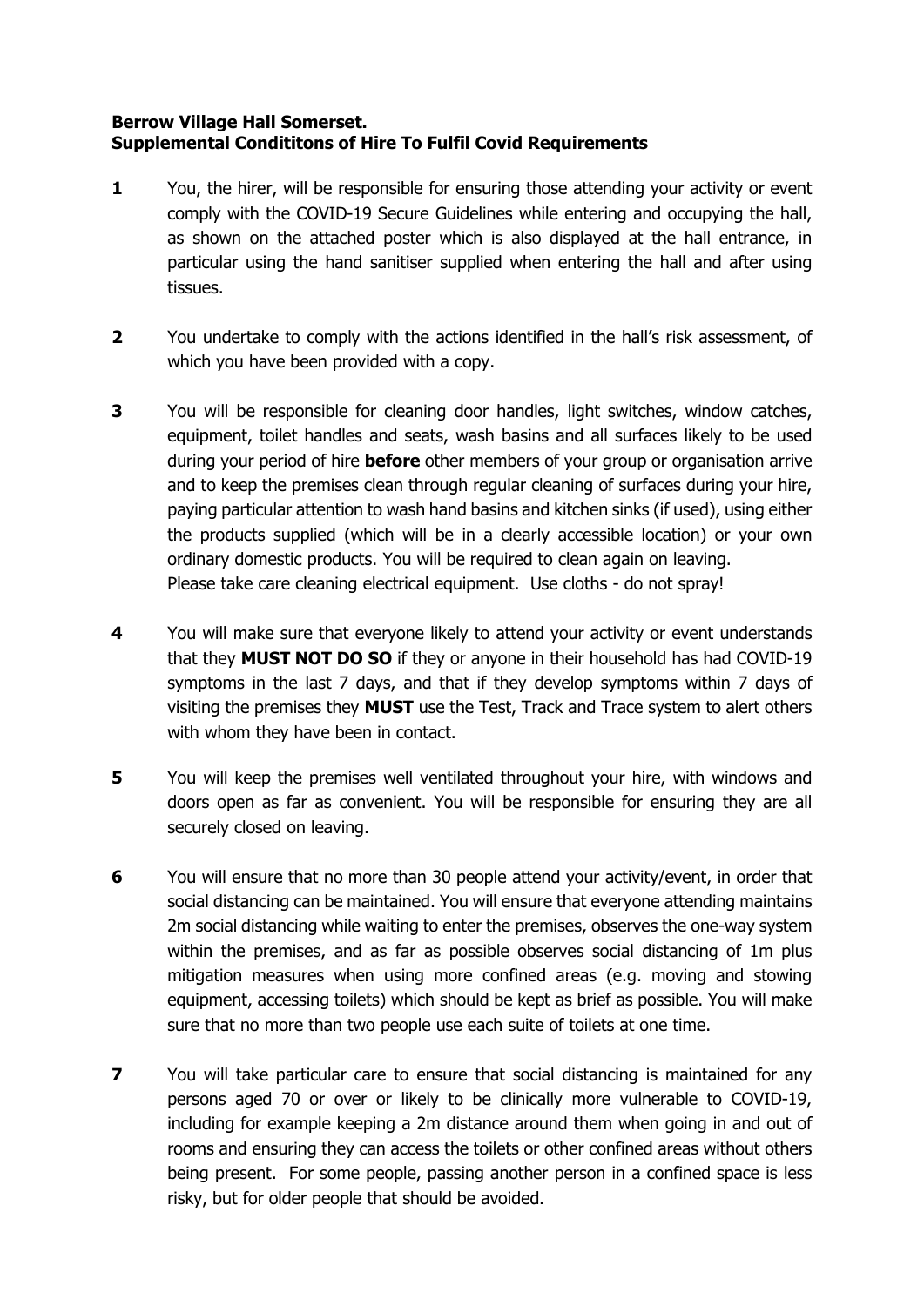**Berrow Village Hall Somerset.**
**Supplemental Condititons of Hire To Fulfil Covid Requirements**

**1** You, the hirer, will be responsible for ensuring those attending your activity or event comply with the COVID-19 Secure Guidelines while entering and occupying the hall, as shown on the attached poster which is also displayed at the hall entrance, in particular using the hand sanitiser supplied when entering the hall and after using tissues.

**2** You undertake to comply with the actions identified in the hall's risk assessment, of which you have been provided with a copy.

**3** You will be responsible for cleaning door handles, light switches, window catches, equipment, toilet handles and seats, wash basins and all surfaces likely to be used during your period of hire **before** other members of your group or organisation arrive and to keep the premises clean through regular cleaning of surfaces during your hire, paying particular attention to wash hand basins and kitchen sinks (if used), using either the products supplied (which will be in a clearly accessible location) or your own ordinary domestic products. You will be required to clean again on leaving.
Please take care cleaning electrical equipment. Use cloths - do not spray!

**4** You will make sure that everyone likely to attend your activity or event understands that they **MUST NOT DO SO** if they or anyone in their household has had COVID-19 symptoms in the last 7 days, and that if they develop symptoms within 7 days of visiting the premises they **MUST** use the Test, Track and Trace system to alert others with whom they have been in contact.

**5** You will keep the premises well ventilated throughout your hire, with windows and doors open as far as convenient. You will be responsible for ensuring they are all securely closed on leaving.

**6** You will ensure that no more than 30 people attend your activity/event, in order that social distancing can be maintained. You will ensure that everyone attending maintains 2m social distancing while waiting to enter the premises, observes the one-way system within the premises, and as far as possible observes social distancing of 1m plus mitigation measures when using more confined areas (e.g. moving and stowing equipment, accessing toilets) which should be kept as brief as possible. You will make sure that no more than two people use each suite of toilets at one time.

**7** You will take particular care to ensure that social distancing is maintained for any persons aged 70 or over or likely to be clinically more vulnerable to COVID-19, including for example keeping a 2m distance around them when going in and out of rooms and ensuring they can access the toilets or other confined areas without others being present. For some people, passing another person in a confined space is less risky, but for older people that should be avoided.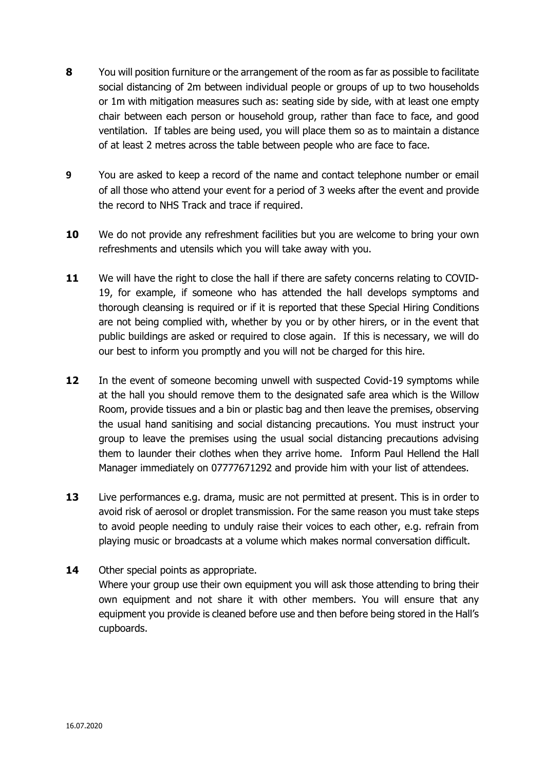**8** You will position furniture or the arrangement of the room as far as possible to facilitate social distancing of 2m between individual people or groups of up to two households or 1m with mitigation measures such as: seating side by side, with at least one empty chair between each person or household group, rather than face to face, and good ventilation. If tables are being used, you will place them so as to maintain a distance of at least 2 metres across the table between people who are face to face.

**9** You are asked to keep a record of the name and contact telephone number or email of all those who attend your event for a period of 3 weeks after the event and provide the record to NHS Track and trace if required.

**10** We do not provide any refreshment facilities but you are welcome to bring your own refreshments and utensils which you will take away with you.

**11** We will have the right to close the hall if there are safety concerns relating to COVID-19, for example, if someone who has attended the hall develops symptoms and thorough cleansing is required or if it is reported that these Special Hiring Conditions are not being complied with, whether by you or by other hirers, or in the event that public buildings are asked or required to close again. If this is necessary, we will do our best to inform you promptly and you will not be charged for this hire.

**12** In the event of someone becoming unwell with suspected Covid-19 symptoms while at the hall you should remove them to the designated safe area which is the Willow Room, provide tissues and a bin or plastic bag and then leave the premises, observing the usual hand sanitising and social distancing precautions. You must instruct your group to leave the premises using the usual social distancing precautions advising them to launder their clothes when they arrive home. Inform Paul Hellend the Hall Manager immediately on 07777671292 and provide him with your list of attendees.

**13** Live performances e.g. drama, music are not permitted at present. This is in order to avoid risk of aerosol or droplet transmission. For the same reason you must take steps to avoid people needing to unduly raise their voices to each other, e.g. refrain from playing music or broadcasts at a volume which makes normal conversation difficult.

**14** Other special points as appropriate.
Where your group use their own equipment you will ask those attending to bring their own equipment and not share it with other members. You will ensure that any equipment you provide is cleaned before use and then before being stored in the Hall's cupboards.

16.07.2020